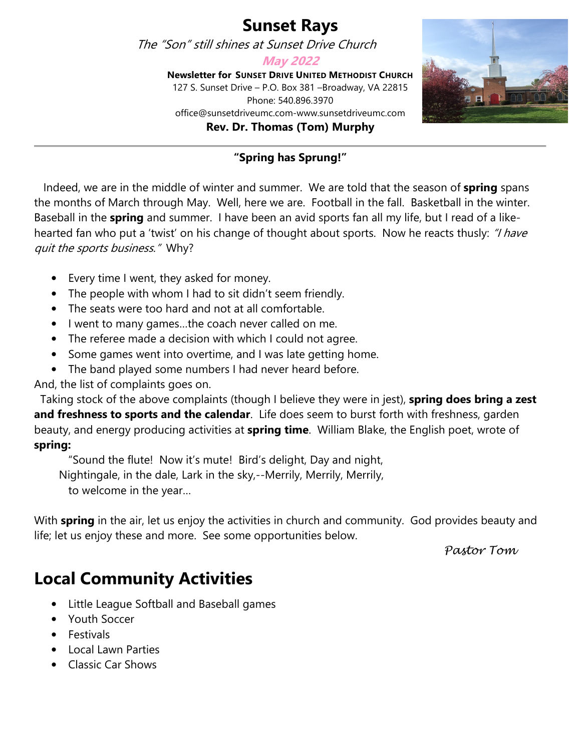# Sunset Rays

*The "Son" still shines at Sunset Drive Church*

***May 2022***

**Newsletter for SUNSET DRIVE UNITED METHODIST CHURCH**

127 S. Sunset Drive – P.O. Box 381 –Broadway, VA 22815

Phone: 540.896.3970

office@sunsetdriveumc.com-www.sunsetdriveumc.com

**Rev. Dr. Thomas (Tom) Murphy**

---

**"Spring has Sprung!"**

Indeed, we are in the middle of winter and summer. We are told that the season of **spring** spans the months of March through May. Well, here we are. Football in the fall. Basketball in the winter. Baseball in the **spring** and summer. I have been an avid sports fan all my life, but I read of a like-hearted fan who put a 'twist' on his change of thought about sports. Now he reacts thusly: *"I have quit the sports business."* Why?

- Every time I went, they asked for money.
- The people with whom I had to sit didn't seem friendly.
- The seats were too hard and not at all comfortable.
- I went to many games…the coach never called on me.
- The referee made a decision with which I could not agree.
- Some games went into overtime, and I was late getting home.
- The band played some numbers I had never heard before.

And, the list of complaints goes on.

Taking stock of the above complaints (though I believe they were in jest), **spring does bring a zest and freshness to sports and the calendar**. Life does seem to burst forth with freshness, garden beauty, and energy producing activities at **spring time**. William Blake, the English poet, wrote of **spring:**

"Sound the flute! Now it's mute! Bird's delight, Day and night,
Nightingale, in the dale, Lark in the sky,--Merrily, Merrily, Merrily,
to welcome in the year…

With **spring** in the air, let us enjoy the activities in church and community. God provides beauty and life; let us enjoy these and more. See some opportunities below.

*Pastor Tom*

## Local Community Activities

- Little League Softball and Baseball games
- Youth Soccer
- Festivals
- Local Lawn Parties
- Classic Car Shows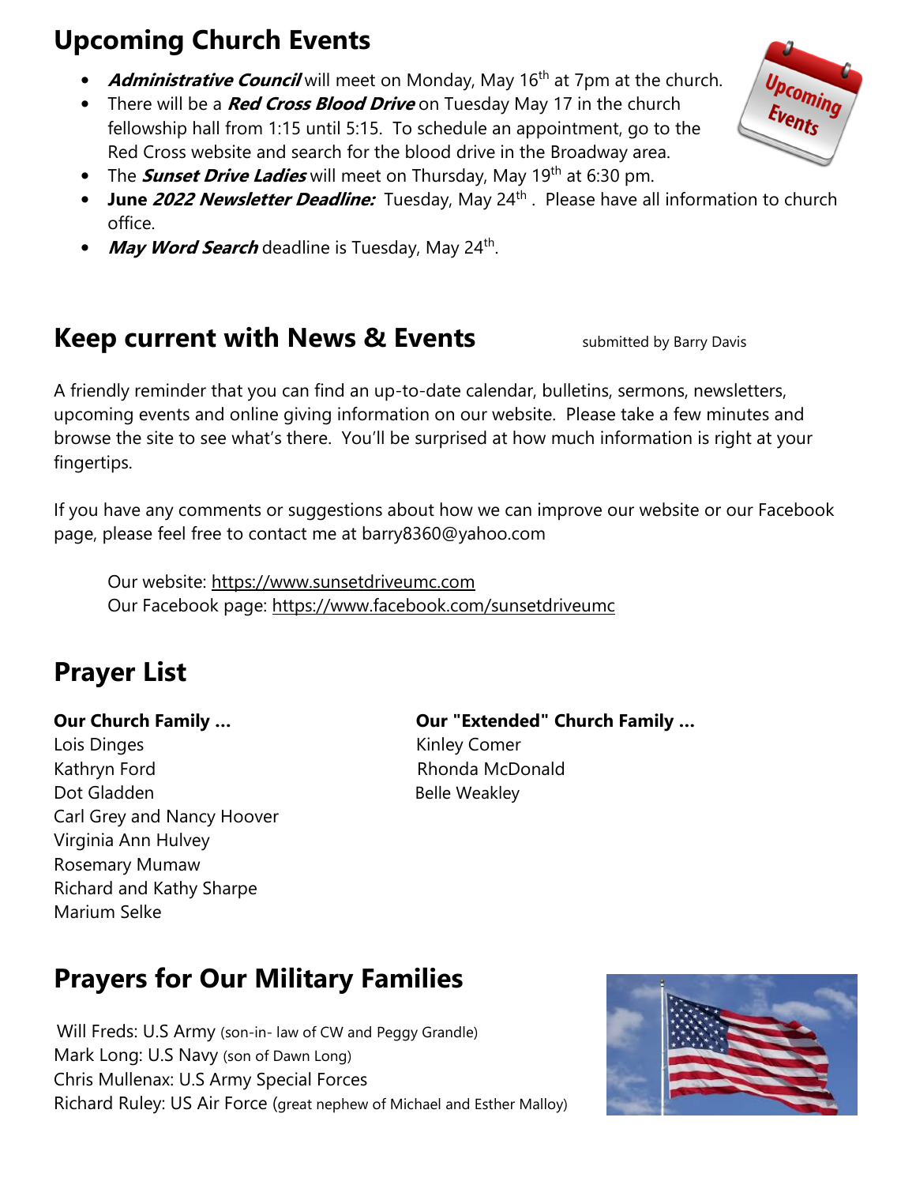## Upcoming Church Events

- ***Administrative Council*** will meet on Monday, May 16th at 7pm at the church.
- There will be a ***Red Cross Blood Drive*** on Tuesday May 17 in the church fellowship hall from 1:15 until 5:15. To schedule an appointment, go to the Red Cross website and search for the blood drive in the Broadway area.
- The ***Sunset Drive Ladies*** will meet on Thursday, May 19th at 6:30 pm.
- **June *2022 Newsletter Deadline:*** Tuesday, May 24th . Please have all information to church office.
- ***May Word Search*** deadline is Tuesday, May 24th.

## Keep current with News & Events

submitted by Barry Davis

A friendly reminder that you can find an up-to-date calendar, bulletins, sermons, newsletters, upcoming events and online giving information on our website. Please take a few minutes and browse the site to see what's there. You'll be surprised at how much information is right at your fingertips.

If you have any comments or suggestions about how we can improve our website or our Facebook page, please feel free to contact me at barry8360@yahoo.com

Our website: https://www.sunsetdriveumc.com
Our Facebook page: https://www.facebook.com/sunsetdriveumc

## Prayer List

**Our Church Family ...**

Lois Dinges
Kathryn Ford
Dot Gladden
Carl Grey and Nancy Hoover
Virginia Ann Hulvey
Rosemary Mumaw
Richard and Kathy Sharpe
Marium Selke

**Our "Extended" Church Family ...**

Kinley Comer
Rhonda McDonald
Belle Weakley

## Prayers for Our Military Families

Will Freds: U.S Army (son-in- law of CW and Peggy Grandle)
Mark Long: U.S Navy (son of Dawn Long)
Chris Mullenax: U.S Army Special Forces
Richard Ruley: US Air Force (great nephew of Michael and Esther Malloy)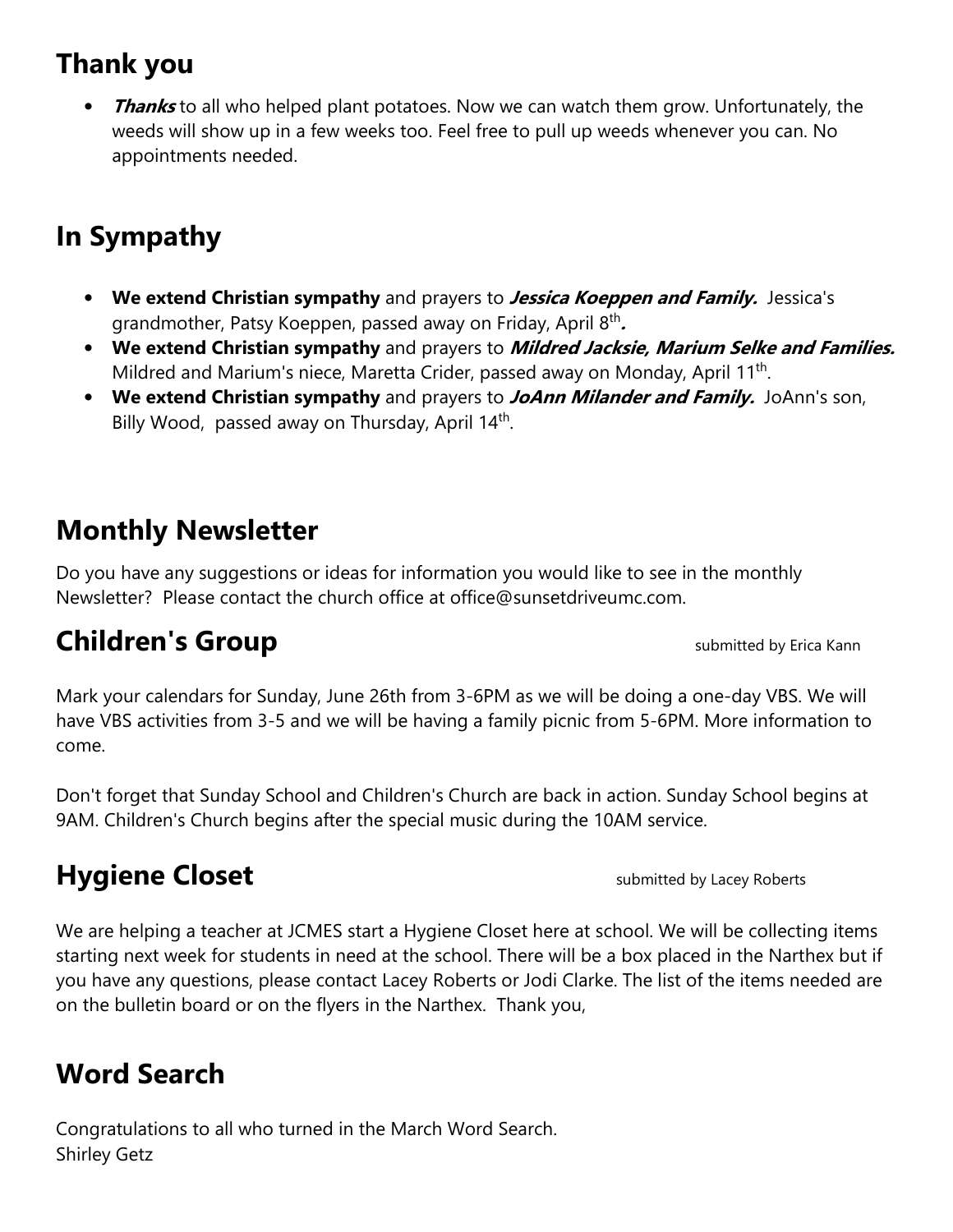## Thank you

- ***Thanks*** to all who helped plant potatoes. Now we can watch them grow. Unfortunately, the weeds will show up in a few weeks too. Feel free to pull up weeds whenever you can. No appointments needed.

## In Sympathy

- **We extend Christian sympathy** and prayers to ***Jessica Koeppen and Family.*** Jessica's grandmother, Patsy Koeppen, passed away on Friday, April 8th**.**
- **We extend Christian sympathy** and prayers to ***Mildred Jacksie, Marium Selke and Families.*** Mildred and Marium's niece, Maretta Crider, passed away on Monday, April 11th.
- **We extend Christian sympathy** and prayers to ***JoAnn Milander and Family.*** JoAnn's son, Billy Wood, passed away on Thursday, April 14th.

## Monthly Newsletter

Do you have any suggestions or ideas for information you would like to see in the monthly Newsletter? Please contact the church office at office@sunsetdriveumc.com.

## Children's Group

submitted by Erica Kann

Mark your calendars for Sunday, June 26th from 3-6PM as we will be doing a one-day VBS. We will have VBS activities from 3-5 and we will be having a family picnic from 5-6PM. More information to come.

Don't forget that Sunday School and Children's Church are back in action. Sunday School begins at 9AM. Children's Church begins after the special music during the 10AM service.

## Hygiene Closet

submitted by Lacey Roberts

We are helping a teacher at JCMES start a Hygiene Closet here at school. We will be collecting items starting next week for students in need at the school. There will be a box placed in the Narthex but if you have any questions, please contact Lacey Roberts or Jodi Clarke. The list of the items needed are on the bulletin board or on the flyers in the Narthex. Thank you,

## Word Search

Congratulations to all who turned in the March Word Search.
Shirley Getz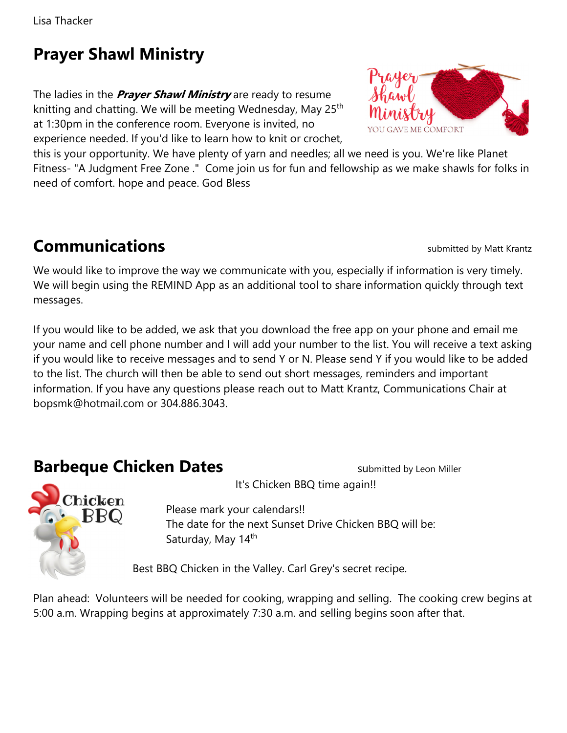Lisa Thacker

## Prayer Shawl Ministry

The ladies in the ***Prayer Shawl Ministry*** are ready to resume knitting and chatting. We will be meeting Wednesday, May 25th at 1:30pm in the conference room. Everyone is invited, no experience needed. If you'd like to learn how to knit or crochet, this is your opportunity. We have plenty of yarn and needles; all we need is you. We're like Planet Fitness- "A Judgment Free Zone ."  Come join us for fun and fellowship as we make shawls for folks in need of comfort. hope and peace. God Bless

## Communications

submitted by Matt Krantz

We would like to improve the way we communicate with you, especially if information is very timely. We will begin using the REMIND App as an additional tool to share information quickly through text messages.

If you would like to be added, we ask that you download the free app on your phone and email me your name and cell phone number and I will add your number to the list. You will receive a text asking if you would like to receive messages and to send Y or N. Please send Y if you would like to be added to the list. The church will then be able to send out short messages, reminders and important information. If you have any questions please reach out to Matt Krantz, Communications Chair at bopsmk@hotmail.com or 304.886.3043.

## Barbeque Chicken Dates

submitted by Leon Miller

It's Chicken BBQ time again!!

Please mark your calendars!!
The date for the next Sunset Drive Chicken BBQ will be:
Saturday, May 14th

Best BBQ Chicken in the Valley. Carl Grey's secret recipe.

Plan ahead:  Volunteers will be needed for cooking, wrapping and selling.  The cooking crew begins at 5:00 a.m. Wrapping begins at approximately 7:30 a.m. and selling begins soon after that.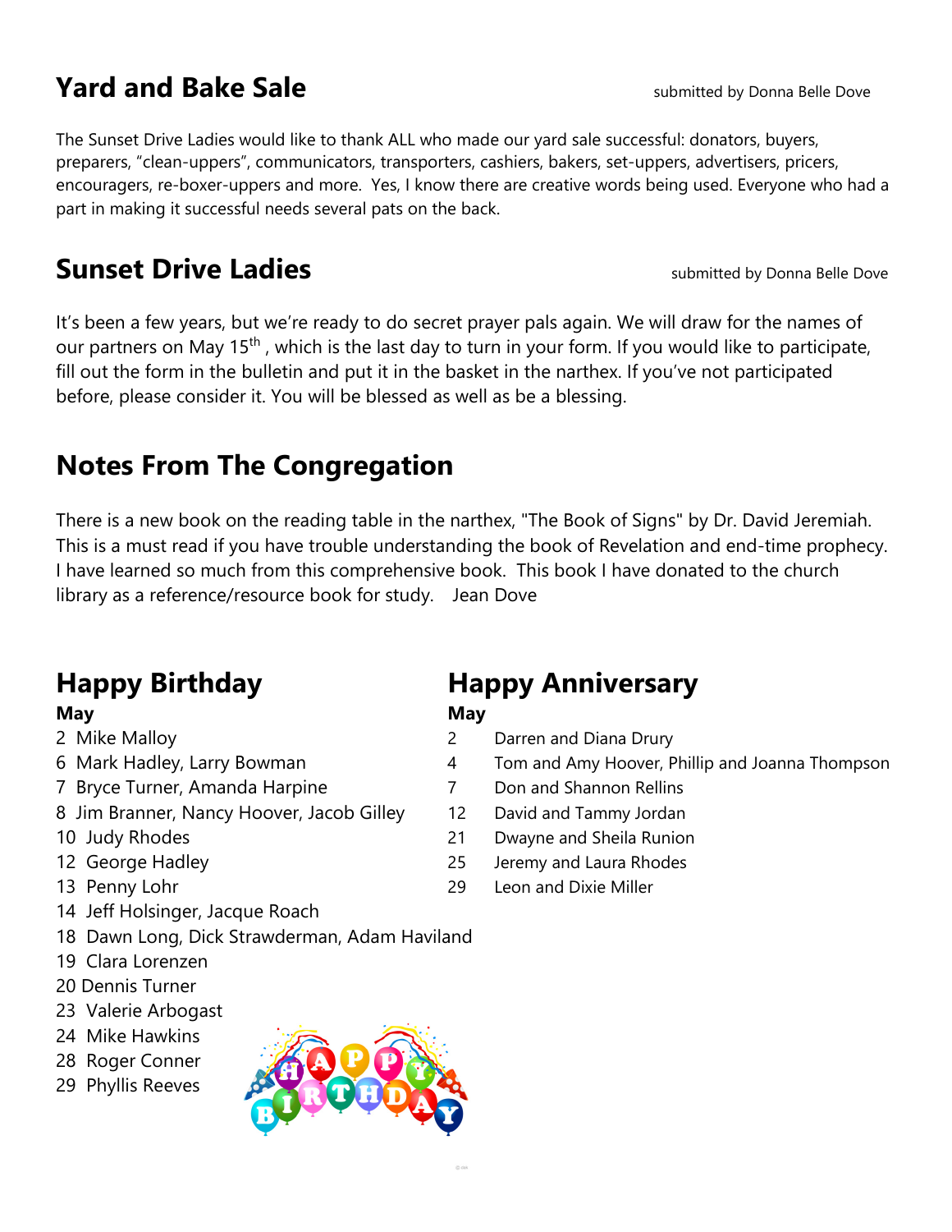## Yard and Bake Sale

submitted by Donna Belle Dove

The Sunset Drive Ladies would like to thank ALL who made our yard sale successful: donators, buyers, preparers, "clean-uppers", communicators, transporters, cashiers, bakers, set-uppers, advertisers, pricers, encouragers, re-boxer-uppers and more. Yes, I know there are creative words being used. Everyone who had a part in making it successful needs several pats on the back.

## Sunset Drive Ladies

submitted by Donna Belle Dove

It's been a few years, but we're ready to do secret prayer pals again. We will draw for the names of our partners on May 15th , which is the last day to turn in your form. If you would like to participate, fill out the form in the bulletin and put it in the basket in the narthex. If you've not participated before, please consider it. You will be blessed as well as be a blessing.

## Notes From The Congregation

There is a new book on the reading table in the narthex, "The Book of Signs" by Dr. David Jeremiah. This is a must read if you have trouble understanding the book of Revelation and end-time prophecy. I have learned so much from this comprehensive book. This book I have donated to the church library as a reference/resource book for study. Jean Dove

## Happy Birthday

**May**

2 Mike Malloy
6 Mark Hadley, Larry Bowman
7 Bryce Turner, Amanda Harpine
8 Jim Branner, Nancy Hoover, Jacob Gilley
10 Judy Rhodes
12 George Hadley
13 Penny Lohr
14 Jeff Holsinger, Jacque Roach
18 Dawn Long, Dick Strawderman, Adam Haviland
19 Clara Lorenzen
20 Dennis Turner
23 Valerie Arbogast
24 Mike Hawkins
28 Roger Conner
29 Phyllis Reeves

## Happy Anniversary

**May**

2 Darren and Diana Drury
4 Tom and Amy Hoover, Phillip and Joanna Thompson
7 Don and Shannon Rellins
12 David and Tammy Jordan
21 Dwayne and Sheila Runion
25 Jeremy and Laura Rhodes
29 Leon and Dixie Miller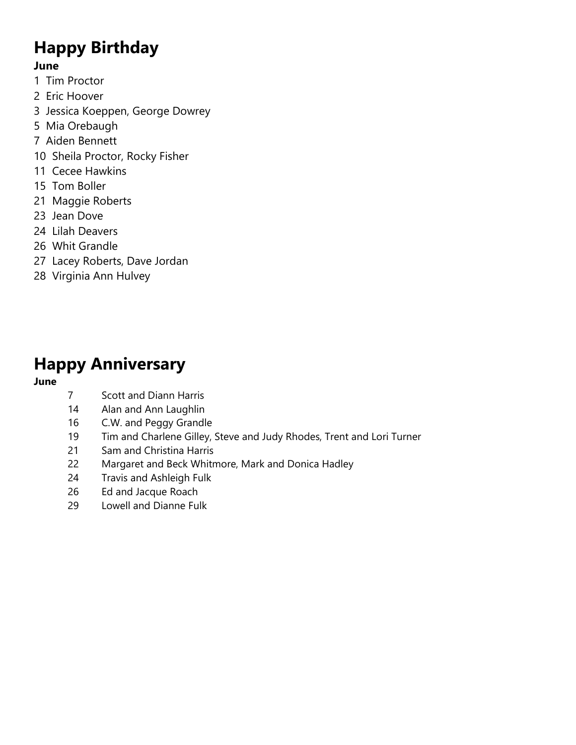# Happy Birthday

**June**

1 Tim Proctor
2 Eric Hoover
3 Jessica Koeppen, George Dowrey
5 Mia Orebaugh
7 Aiden Bennett
10 Sheila Proctor, Rocky Fisher
11 Cecee Hawkins
15 Tom Boller
21 Maggie Roberts
23 Jean Dove
24 Lilah Deavers
26 Whit Grandle
27 Lacey Roberts, Dave Jordan
28 Virginia Ann Hulvey

# Happy Anniversary

**June**

| | |
|---|---|
| 7 | Scott and Diann Harris |
| 14 | Alan and Ann Laughlin |
| 16 | C.W. and Peggy Grandle |
| 19 | Tim and Charlene Gilley, Steve and Judy Rhodes, Trent and Lori Turner |
| 21 | Sam and Christina Harris |
| 22 | Margaret and Beck Whitmore, Mark and Donica Hadley |
| 24 | Travis and Ashleigh Fulk |
| 26 | Ed and Jacque Roach |
| 29 | Lowell and Dianne Fulk |